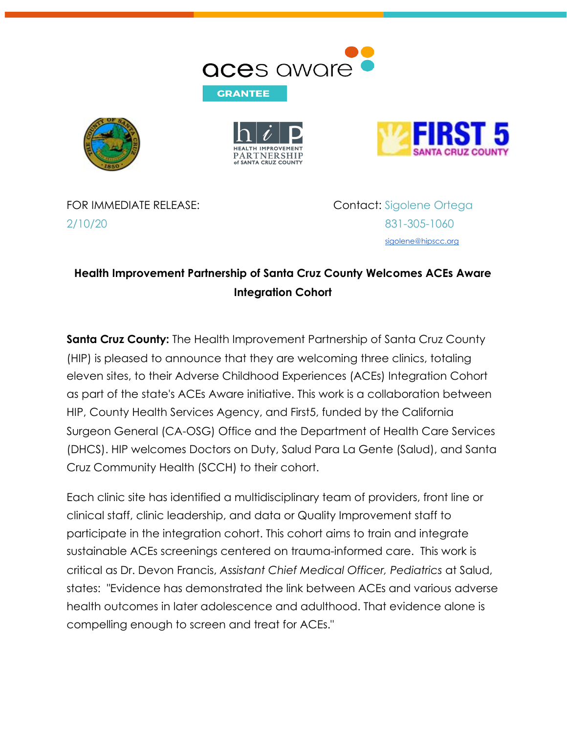aces aware

GRANTEE

FOR IMMEDIATE RELEASE:
2/10/20

Contact: Sigolene Ortega
831-305-1060
sigolene@hipscc.org

## Health Improvement Partnership of Santa Cruz County Welcomes ACEs Aware Integration Cohort

**Santa Cruz County:** The Health Improvement Partnership of Santa Cruz County (HIP) is pleased to announce that they are welcoming three clinics, totaling eleven sites, to their Adverse Childhood Experiences (ACEs) Integration Cohort as part of the state's ACEs Aware initiative. This work is a collaboration between HIP, County Health Services Agency, and First5, funded by the California Surgeon General (CA-OSG) Office and the Department of Health Care Services (DHCS). HIP welcomes Doctors on Duty, Salud Para La Gente (Salud), and Santa Cruz Community Health (SCCH) to their cohort.

Each clinic site has identified a multidisciplinary team of providers, front line or clinical staff, clinic leadership, and data or Quality Improvement staff to participate in the integration cohort. This cohort aims to train and integrate sustainable ACEs screenings centered on trauma-informed care. This work is critical as Dr. Devon Francis, *Assistant Chief Medical Officer, Pediatrics* at Salud, states: "Evidence has demonstrated the link between ACEs and various adverse health outcomes in later adolescence and adulthood. That evidence alone is compelling enough to screen and treat for ACEs."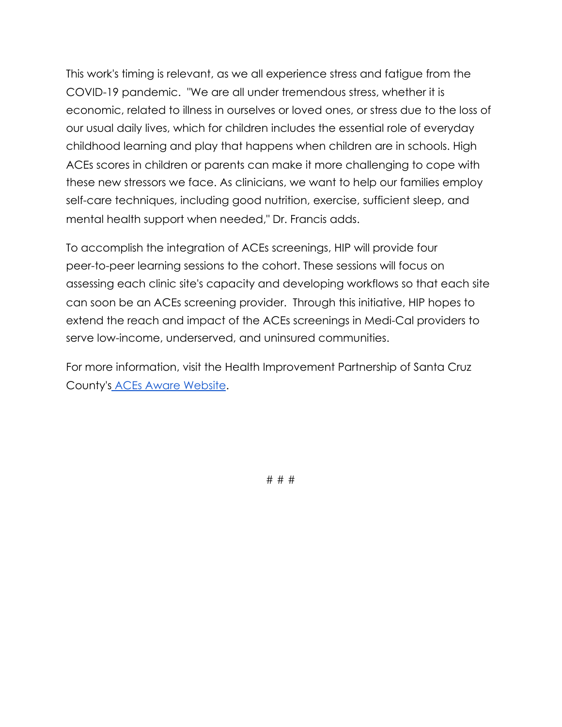This work's timing is relevant, as we all experience stress and fatigue from the COVID-19 pandemic. "We are all under tremendous stress, whether it is economic, related to illness in ourselves or loved ones, or stress due to the loss of our usual daily lives, which for children includes the essential role of everyday childhood learning and play that happens when children are in schools. High ACEs scores in children or parents can make it more challenging to cope with these new stressors we face. As clinicians, we want to help our families employ self-care techniques, including good nutrition, exercise, sufficient sleep, and mental health support when needed," Dr. Francis adds.

To accomplish the integration of ACEs screenings, HIP will provide four peer-to-peer learning sessions to the cohort. These sessions will focus on assessing each clinic site's capacity and developing workflows so that each site can soon be an ACEs screening provider. Through this initiative, HIP hopes to extend the reach and impact of the ACEs screenings in Medi-Cal providers to serve low-income, underserved, and uninsured communities.

For more information, visit the Health Improvement Partnership of Santa Cruz County's ACEs Aware Website.

# # #